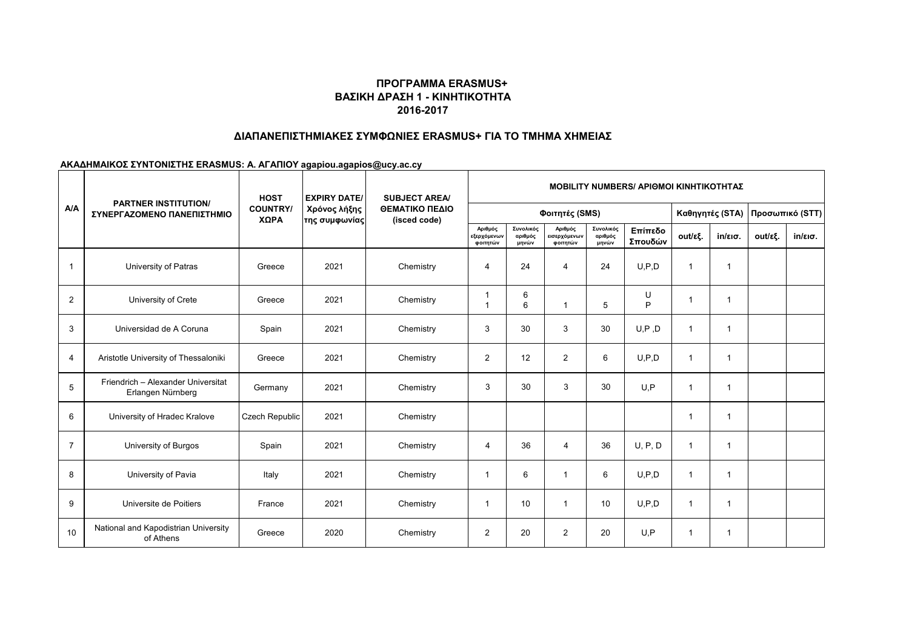# ΠΡΟΓΡΑΜΜΑ ERASMUS+
## ΒΑΣΙΚΗ ΔΡΑΣΗ 1 - ΚΙΝΗΤΙΚΟΤΗΤΑ
## 2016-2017

### ΔΙΑΠΑΝΕΠΙΣΤΗΜΙΑΚΕΣ ΣΥΜΦΩΝΙΕΣ ERASMUS+ ΓΙΑ ΤΟ ΤΜΗΜΑ ΧΗΜΕΙΑΣ

**ΑΚΑΔΗΜΑΙΚΟΣ ΣΥΝΤΟΝΙΣΤΗΣ ERASMUS: Α. ΑΓΑΠΙΟΥ agapiou.agapios@ucy.ac.cy**

| A/A | PARTNER INSTITUTION/ ΣΥΝΕΡΓΑΖΟΜΕΝΟ ΠΑΝΕΠΙΣΤΗΜΙΟ | HOST COUNTRY/ ΧΩΡΑ | EXPIRY DATE/ Χρόνος λήξης της συμφωνίας | SUBJECT AREA/ ΘΕΜΑΤΙΚΟ ΠΕΔΙΟ (isced code) | MOBILITY NUMBERS/ ΑΡΙΘΜΟΙ ΚΙΝΗΤΙΚΟΤΗΤΑΣ | | | | | | | | |
|---|---|---|---|---|---|---|---|---|---|---|---|---|---|
| | | | | | Φοιτητές (SMS) | | | | | Καθηγητές (STA) | | Προσωπικό (STT) | |
| | | | | | Αριθμός εξερχόμενων φοιτητών | Συνολικός αριθμός μηνών | Αριθμός εισερχόμενων φοιτητών | Συνολικός αριθμός μηνών | Επίπεδο Σπουδών | out/εξ. | in/εισ. | out/εξ. | in/εισ. |
| 1 | University of Patras | Greece | 2021 | Chemistry | 4 | 24 | 4 | 24 | U,P,D | 1 | 1 | | |
| 2 | University of Crete | Greece | 2021 | Chemistry | 1<br>1 | 6<br>6 | 1 | 5 | U<br>P | 1 | 1 | | |
| 3 | Universidad de A Coruna | Spain | 2021 | Chemistry | 3 | 30 | 3 | 30 | U,P ,D | 1 | 1 | | |
| 4 | Aristotle University of Thessaloniki | Greece | 2021 | Chemistry | 2 | 12 | 2 | 6 | U,P,D | 1 | 1 | | |
| 5 | Friendrich – Alexander Universitat Erlangen Nürnberg | Germany | 2021 | Chemistry | 3 | 30 | 3 | 30 | U,P | 1 | 1 | | |
| 6 | University of Hradec Kralove | Czech Republic | 2021 | Chemistry | | | | | | 1 | 1 | | |
| 7 | University of Burgos | Spain | 2021 | Chemistry | 4 | 36 | 4 | 36 | U, P, D | 1 | 1 | | |
| 8 | University of Pavia | Italy | 2021 | Chemistry | 1 | 6 | 1 | 6 | U,P,D | 1 | 1 | | |
| 9 | Universite de Poitiers | France | 2021 | Chemistry | 1 | 10 | 1 | 10 | U,P,D | 1 | 1 | | |
| 10 | National and Kapodistrian University of Athens | Greece | 2020 | Chemistry | 2 | 20 | 2 | 20 | U,P | 1 | 1 | | |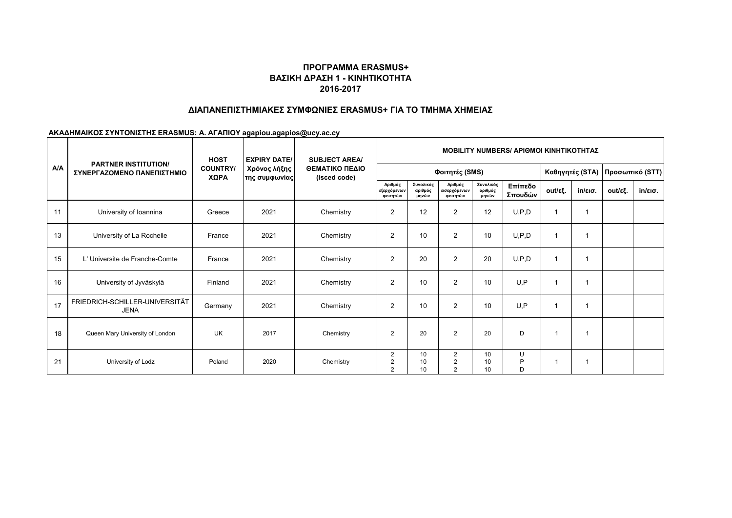## ΠΡΟΓΡΑΜΜΑ ERASMUS+
## ΒΑΣΙΚΗ ΔΡΑΣΗ 1 - ΚΙΝΗΤΙΚΟΤΗΤΑ
## 2016-2017

### ΔΙΑΠΑΝΕΠΙΣΤΗΜΙΑΚΕΣ ΣΥΜΦΩΝΙΕΣ ERASMUS+ ΓΙΑ ΤΟ ΤΜΗΜΑ ΧΗΜΕΙΑΣ

**ΑΚΑΔΗΜΑΙΚΟΣ ΣΥΝΤΟΝΙΣΤΗΣ ERASMUS: Α. ΑΓΑΠΙΟΥ agapiou.agapios@ucy.ac.cy**

| Α/Α | PARTNER INSTITUTION/ ΣΥΝΕΡΓΑΖΟΜΕΝΟ ΠΑΝΕΠΙΣΤΗΜΙΟ | HOST COUNTRY/ ΧΩΡΑ | EXPIRY DATE/ Χρόνος λήξης της συμφωνίας | SUBJECT AREA/ ΘΕΜΑΤΙΚΟ ΠΕΔΙΟ (isced code) | MOBILITY NUMBERS/ ΑΡΙΘΜΟΙ ΚΙΝΗΤΙΚΟΤΗΤΑΣ | | | | | | | | |
|---|---|---|---|---|---|---|---|---|---|---|---|---|---|
| | | | | | Φοιτητές (SMS) | | | | | Καθηγητές (STA) | | Προσωπικό (STT) | |
| | | | | | Αριθμός εξερχόμενων φοιτητών | Συνολικός αριθμός μηνών | Αριθμός εισερχόμενων φοιτητών | Συνολικός αριθμός μηνών | Επίπεδο Σπουδών | out/εξ. | in/εισ. | out/εξ. | in/εισ. |
| 11 | University of Ioannina | Greece | 2021 | Chemistry | 2 | 12 | 2 | 12 | U,P,D | 1 | 1 | | |
| 13 | University of La Rochelle | France | 2021 | Chemistry | 2 | 10 | 2 | 10 | U,P,D | 1 | 1 | | |
| 15 | L' Universite de Franche-Comte | France | 2021 | Chemistry | 2 | 20 | 2 | 20 | U,P,D | 1 | 1 | | |
| 16 | University of Jyväskylä | Finland | 2021 | Chemistry | 2 | 10 | 2 | 10 | U,P | 1 | 1 | | |
| 17 | FRIEDRICH-SCHILLER-UNIVERSITÄT JENA | Germany | 2021 | Chemistry | 2 | 10 | 2 | 10 | U,P | 1 | 1 | | |
| 18 | Queen Mary University of London | UK | 2017 | Chemistry | 2 | 20 | 2 | 20 | D | 1 | 1 | | |
| 21 | University of Lodz | Poland | 2020 | Chemistry | 2<br>2<br>2 | 10<br>10<br>10 | 2<br>2<br>2 | 10<br>10<br>10 | U<br>P<br>D | 1 | 1 | | |